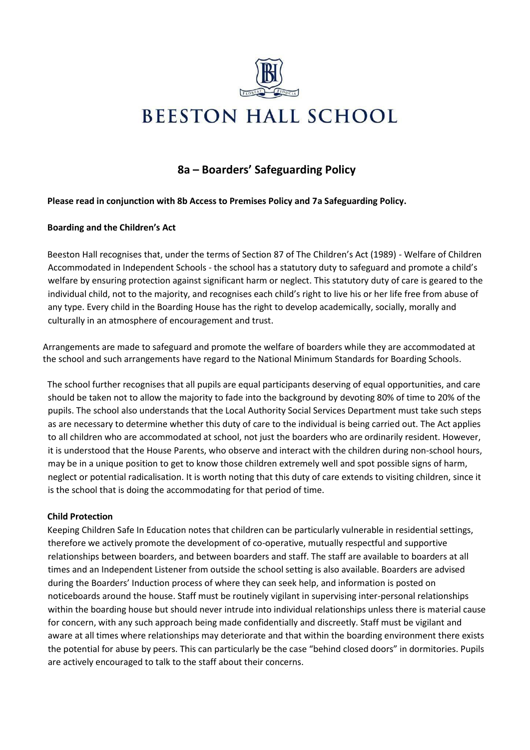# BEESTON HALL SCHOOL

## 8a – Boarders' Safeguarding Policy

**Please read in conjunction with 8b Access to Premises Policy and 7a Safeguarding Policy.**

**Boarding and the Children's Act**

Beeston Hall recognises that, under the terms of Section 87 of The Children's Act (1989) - Welfare of Children Accommodated in Independent Schools - the school has a statutory duty to safeguard and promote a child's welfare by ensuring protection against significant harm or neglect. This statutory duty of care is geared to the individual child, not to the majority, and recognises each child's right to live his or her life free from abuse of any type. Every child in the Boarding House has the right to develop academically, socially, morally and culturally in an atmosphere of encouragement and trust.

Arrangements are made to safeguard and promote the welfare of boarders while they are accommodated at the school and such arrangements have regard to the National Minimum Standards for Boarding Schools.

The school further recognises that all pupils are equal participants deserving of equal opportunities, and care should be taken not to allow the majority to fade into the background by devoting 80% of time to 20% of the pupils. The school also understands that the Local Authority Social Services Department must take such steps as are necessary to determine whether this duty of care to the individual is being carried out. The Act applies to all children who are accommodated at school, not just the boarders who are ordinarily resident. However, it is understood that the House Parents, who observe and interact with the children during non-school hours, may be in a unique position to get to know those children extremely well and spot possible signs of harm, neglect or potential radicalisation. It is worth noting that this duty of care extends to visiting children, since it is the school that is doing the accommodating for that period of time.

**Child Protection**

Keeping Children Safe In Education notes that children can be particularly vulnerable in residential settings, therefore we actively promote the development of co-operative, mutually respectful and supportive relationships between boarders, and between boarders and staff. The staff are available to boarders at all times and an Independent Listener from outside the school setting is also available. Boarders are advised during the Boarders' Induction process of where they can seek help, and information is posted on noticeboards around the house. Staff must be routinely vigilant in supervising inter-personal relationships within the boarding house but should never intrude into individual relationships unless there is material cause for concern, with any such approach being made confidentially and discreetly. Staff must be vigilant and aware at all times where relationships may deteriorate and that within the boarding environment there exists the potential for abuse by peers. This can particularly be the case "behind closed doors" in dormitories. Pupils are actively encouraged to talk to the staff about their concerns.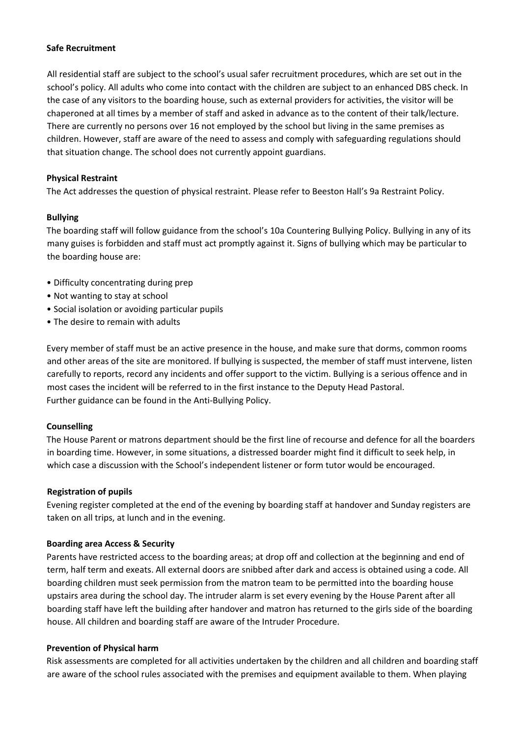**Safe Recruitment**

All residential staff are subject to the school's usual safer recruitment procedures, which are set out in the school's policy. All adults who come into contact with the children are subject to an enhanced DBS check. In the case of any visitors to the boarding house, such as external providers for activities, the visitor will be chaperoned at all times by a member of staff and asked in advance as to the content of their talk/lecture. There are currently no persons over 16 not employed by the school but living in the same premises as children. However, staff are aware of the need to assess and comply with safeguarding regulations should that situation change. The school does not currently appoint guardians.

**Physical Restraint**

The Act addresses the question of physical restraint. Please refer to Beeston Hall's 9a Restraint Policy.

**Bullying**

The boarding staff will follow guidance from the school's 10a Countering Bullying Policy. Bullying in any of its many guises is forbidden and staff must act promptly against it. Signs of bullying which may be particular to the boarding house are:

- Difficulty concentrating during prep
- Not wanting to stay at school
- Social isolation or avoiding particular pupils
- The desire to remain with adults

Every member of staff must be an active presence in the house, and make sure that dorms, common rooms and other areas of the site are monitored. If bullying is suspected, the member of staff must intervene, listen carefully to reports, record any incidents and offer support to the victim. Bullying is a serious offence and in most cases the incident will be referred to in the first instance to the Deputy Head Pastoral.
Further guidance can be found in the Anti-Bullying Policy.

**Counselling**

The House Parent or matrons department should be the first line of recourse and defence for all the boarders in boarding time. However, in some situations, a distressed boarder might find it difficult to seek help, in which case a discussion with the School's independent listener or form tutor would be encouraged.

**Registration of pupils**

Evening register completed at the end of the evening by boarding staff at handover and Sunday registers are taken on all trips, at lunch and in the evening.

**Boarding area Access & Security**

Parents have restricted access to the boarding areas; at drop off and collection at the beginning and end of term, half term and exeats. All external doors are snibbed after dark and access is obtained using a code. All boarding children must seek permission from the matron team to be permitted into the boarding house upstairs area during the school day. The intruder alarm is set every evening by the House Parent after all boarding staff have left the building after handover and matron has returned to the girls side of the boarding house. All children and boarding staff are aware of the Intruder Procedure.

**Prevention of Physical harm**

Risk assessments are completed for all activities undertaken by the children and all children and boarding staff are aware of the school rules associated with the premises and equipment available to them. When playing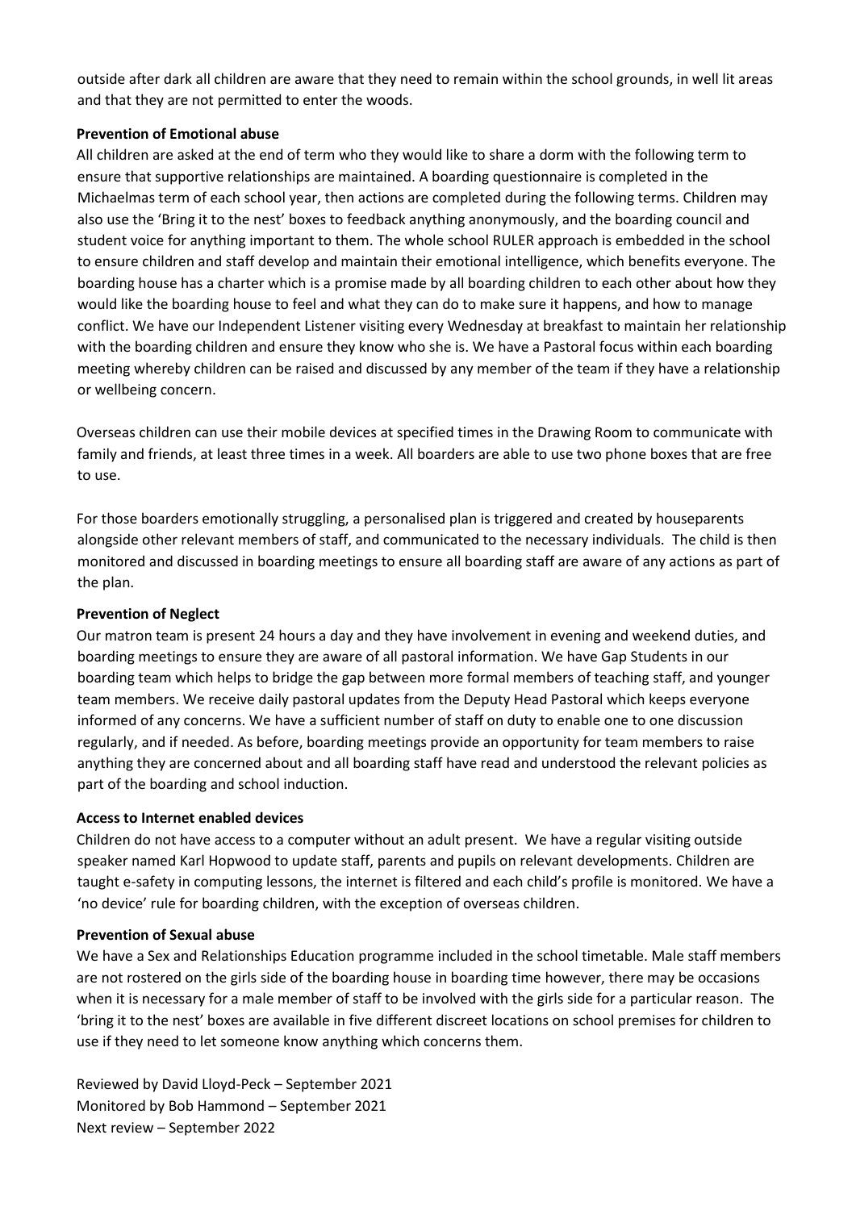outside after dark all children are aware that they need to remain within the school grounds, in well lit areas and that they are not permitted to enter the woods.

**Prevention of Emotional abuse**

All children are asked at the end of term who they would like to share a dorm with the following term to ensure that supportive relationships are maintained. A boarding questionnaire is completed in the Michaelmas term of each school year, then actions are completed during the following terms. Children may also use the 'Bring it to the nest' boxes to feedback anything anonymously, and the boarding council and student voice for anything important to them. The whole school RULER approach is embedded in the school to ensure children and staff develop and maintain their emotional intelligence, which benefits everyone. The boarding house has a charter which is a promise made by all boarding children to each other about how they would like the boarding house to feel and what they can do to make sure it happens, and how to manage conflict. We have our Independent Listener visiting every Wednesday at breakfast to maintain her relationship with the boarding children and ensure they know who she is. We have a Pastoral focus within each boarding meeting whereby children can be raised and discussed by any member of the team if they have a relationship or wellbeing concern.

Overseas children can use their mobile devices at specified times in the Drawing Room to communicate with family and friends, at least three times in a week. All boarders are able to use two phone boxes that are free to use.

For those boarders emotionally struggling, a personalised plan is triggered and created by houseparents alongside other relevant members of staff, and communicated to the necessary individuals. The child is then monitored and discussed in boarding meetings to ensure all boarding staff are aware of any actions as part of the plan.

**Prevention of Neglect**

Our matron team is present 24 hours a day and they have involvement in evening and weekend duties, and boarding meetings to ensure they are aware of all pastoral information. We have Gap Students in our boarding team which helps to bridge the gap between more formal members of teaching staff, and younger team members. We receive daily pastoral updates from the Deputy Head Pastoral which keeps everyone informed of any concerns. We have a sufficient number of staff on duty to enable one to one discussion regularly, and if needed. As before, boarding meetings provide an opportunity for team members to raise anything they are concerned about and all boarding staff have read and understood the relevant policies as part of the boarding and school induction.

**Access to Internet enabled devices**

Children do not have access to a computer without an adult present. We have a regular visiting outside speaker named Karl Hopwood to update staff, parents and pupils on relevant developments. Children are taught e-safety in computing lessons, the internet is filtered and each child's profile is monitored. We have a 'no device' rule for boarding children, with the exception of overseas children.

**Prevention of Sexual abuse**

We have a Sex and Relationships Education programme included in the school timetable. Male staff members are not rostered on the girls side of the boarding house in boarding time however, there may be occasions when it is necessary for a male member of staff to be involved with the girls side for a particular reason. The 'bring it to the nest' boxes are available in five different discreet locations on school premises for children to use if they need to let someone know anything which concerns them.

Reviewed by David Lloyd-Peck – September 2021
Monitored by Bob Hammond – September 2021
Next review – September 2022